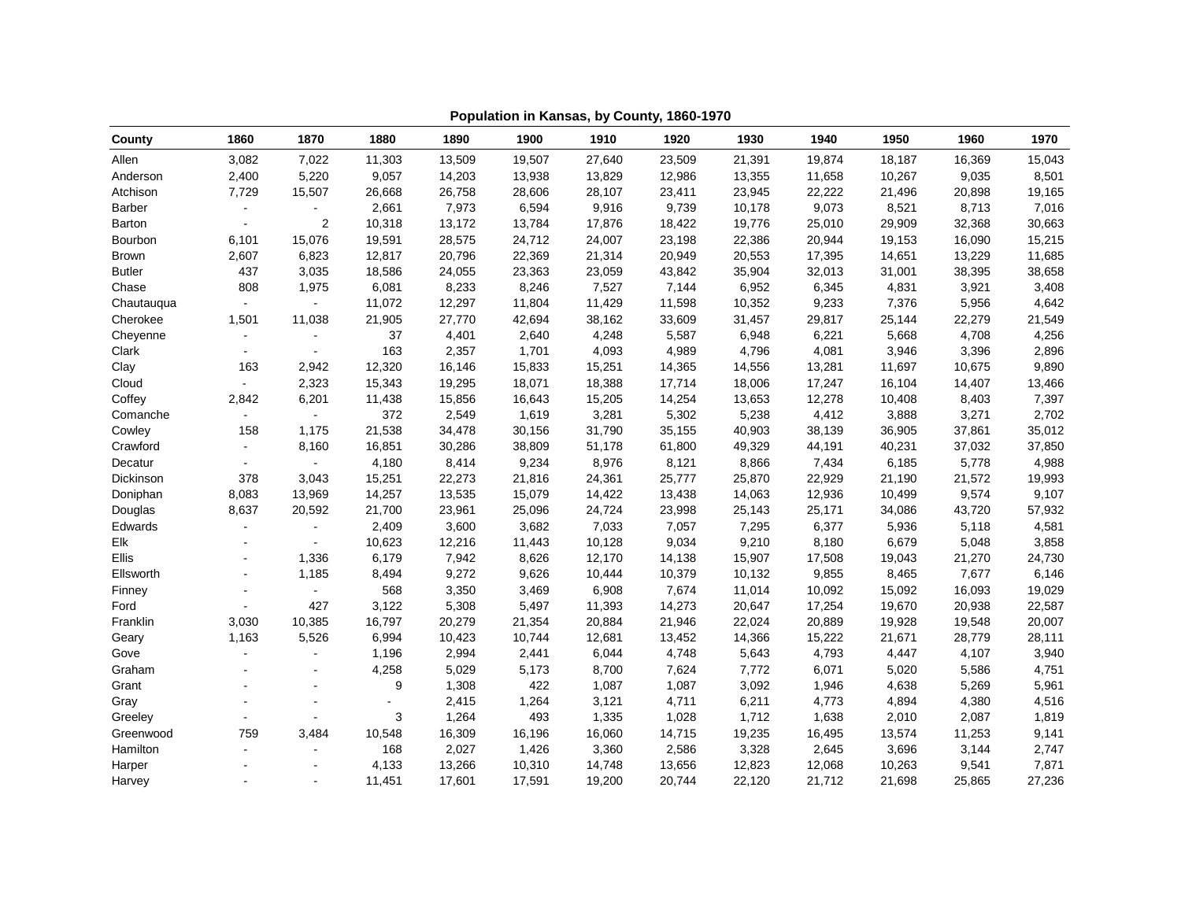**Population in Kansas, by County, 1860-1970**

| County | 1860 | 1870 | 1880 | 1890 | 1900 | 1910 | 1920 | 1930 | 1940 | 1950 | 1960 | 1970 |
|---|---|---|---|---|---|---|---|---|---|---|---|---|
| Allen | 3,082 | 7,022 | 11,303 | 13,509 | 19,507 | 27,640 | 23,509 | 21,391 | 19,874 | 18,187 | 16,369 | 15,043 |
| Anderson | 2,400 | 5,220 | 9,057 | 14,203 | 13,938 | 13,829 | 12,986 | 13,355 | 11,658 | 10,267 | 9,035 | 8,501 |
| Atchison | 7,729 | 15,507 | 26,668 | 26,758 | 28,606 | 28,107 | 23,411 | 23,945 | 22,222 | 21,496 | 20,898 | 19,165 |
| Barber | - | - | 2,661 | 7,973 | 6,594 | 9,916 | 9,739 | 10,178 | 9,073 | 8,521 | 8,713 | 7,016 |
| Barton | - | 2 | 10,318 | 13,172 | 13,784 | 17,876 | 18,422 | 19,776 | 25,010 | 29,909 | 32,368 | 30,663 |
| Bourbon | 6,101 | 15,076 | 19,591 | 28,575 | 24,712 | 24,007 | 23,198 | 22,386 | 20,944 | 19,153 | 16,090 | 15,215 |
| Brown | 2,607 | 6,823 | 12,817 | 20,796 | 22,369 | 21,314 | 20,949 | 20,553 | 17,395 | 14,651 | 13,229 | 11,685 |
| Butler | 437 | 3,035 | 18,586 | 24,055 | 23,363 | 23,059 | 43,842 | 35,904 | 32,013 | 31,001 | 38,395 | 38,658 |
| Chase | 808 | 1,975 | 6,081 | 8,233 | 8,246 | 7,527 | 7,144 | 6,952 | 6,345 | 4,831 | 3,921 | 3,408 |
| Chautauqua | - | - | 11,072 | 12,297 | 11,804 | 11,429 | 11,598 | 10,352 | 9,233 | 7,376 | 5,956 | 4,642 |
| Cherokee | 1,501 | 11,038 | 21,905 | 27,770 | 42,694 | 38,162 | 33,609 | 31,457 | 29,817 | 25,144 | 22,279 | 21,549 |
| Cheyenne | - | - | 37 | 4,401 | 2,640 | 4,248 | 5,587 | 6,948 | 6,221 | 5,668 | 4,708 | 4,256 |
| Clark | - | - | 163 | 2,357 | 1,701 | 4,093 | 4,989 | 4,796 | 4,081 | 3,946 | 3,396 | 2,896 |
| Clay | 163 | 2,942 | 12,320 | 16,146 | 15,833 | 15,251 | 14,365 | 14,556 | 13,281 | 11,697 | 10,675 | 9,890 |
| Cloud | - | 2,323 | 15,343 | 19,295 | 18,071 | 18,388 | 17,714 | 18,006 | 17,247 | 16,104 | 14,407 | 13,466 |
| Coffey | 2,842 | 6,201 | 11,438 | 15,856 | 16,643 | 15,205 | 14,254 | 13,653 | 12,278 | 10,408 | 8,403 | 7,397 |
| Comanche | - | - | 372 | 2,549 | 1,619 | 3,281 | 5,302 | 5,238 | 4,412 | 3,888 | 3,271 | 2,702 |
| Cowley | 158 | 1,175 | 21,538 | 34,478 | 30,156 | 31,790 | 35,155 | 40,903 | 38,139 | 36,905 | 37,861 | 35,012 |
| Crawford | - | 8,160 | 16,851 | 30,286 | 38,809 | 51,178 | 61,800 | 49,329 | 44,191 | 40,231 | 37,032 | 37,850 |
| Decatur | - | - | 4,180 | 8,414 | 9,234 | 8,976 | 8,121 | 8,866 | 7,434 | 6,185 | 5,778 | 4,988 |
| Dickinson | 378 | 3,043 | 15,251 | 22,273 | 21,816 | 24,361 | 25,777 | 25,870 | 22,929 | 21,190 | 21,572 | 19,993 |
| Doniphan | 8,083 | 13,969 | 14,257 | 13,535 | 15,079 | 14,422 | 13,438 | 14,063 | 12,936 | 10,499 | 9,574 | 9,107 |
| Douglas | 8,637 | 20,592 | 21,700 | 23,961 | 25,096 | 24,724 | 23,998 | 25,143 | 25,171 | 34,086 | 43,720 | 57,932 |
| Edwards | - | - | 2,409 | 3,600 | 3,682 | 7,033 | 7,057 | 7,295 | 6,377 | 5,936 | 5,118 | 4,581 |
| Elk | - | - | 10,623 | 12,216 | 11,443 | 10,128 | 9,034 | 9,210 | 8,180 | 6,679 | 5,048 | 3,858 |
| Ellis | - | 1,336 | 6,179 | 7,942 | 8,626 | 12,170 | 14,138 | 15,907 | 17,508 | 19,043 | 21,270 | 24,730 |
| Ellsworth | - | 1,185 | 8,494 | 9,272 | 9,626 | 10,444 | 10,379 | 10,132 | 9,855 | 8,465 | 7,677 | 6,146 |
| Finney | - | - | 568 | 3,350 | 3,469 | 6,908 | 7,674 | 11,014 | 10,092 | 15,092 | 16,093 | 19,029 |
| Ford | - | 427 | 3,122 | 5,308 | 5,497 | 11,393 | 14,273 | 20,647 | 17,254 | 19,670 | 20,938 | 22,587 |
| Franklin | 3,030 | 10,385 | 16,797 | 20,279 | 21,354 | 20,884 | 21,946 | 22,024 | 20,889 | 19,928 | 19,548 | 20,007 |
| Geary | 1,163 | 5,526 | 6,994 | 10,423 | 10,744 | 12,681 | 13,452 | 14,366 | 15,222 | 21,671 | 28,779 | 28,111 |
| Gove | - | - | 1,196 | 2,994 | 2,441 | 6,044 | 4,748 | 5,643 | 4,793 | 4,447 | 4,107 | 3,940 |
| Graham | - | - | 4,258 | 5,029 | 5,173 | 8,700 | 7,624 | 7,772 | 6,071 | 5,020 | 5,586 | 4,751 |
| Grant | - | - | 9 | 1,308 | 422 | 1,087 | 1,087 | 3,092 | 1,946 | 4,638 | 5,269 | 5,961 |
| Gray | - | - | - | 2,415 | 1,264 | 3,121 | 4,711 | 6,211 | 4,773 | 4,894 | 4,380 | 4,516 |
| Greeley | - | - | 3 | 1,264 | 493 | 1,335 | 1,028 | 1,712 | 1,638 | 2,010 | 2,087 | 1,819 |
| Greenwood | 759 | 3,484 | 10,548 | 16,309 | 16,196 | 16,060 | 14,715 | 19,235 | 16,495 | 13,574 | 11,253 | 9,141 |
| Hamilton | - | - | 168 | 2,027 | 1,426 | 3,360 | 2,586 | 3,328 | 2,645 | 3,696 | 3,144 | 2,747 |
| Harper | - | - | 4,133 | 13,266 | 10,310 | 14,748 | 13,656 | 12,823 | 12,068 | 10,263 | 9,541 | 7,871 |
| Harvey | - | - | 11,451 | 17,601 | 17,591 | 19,200 | 20,744 | 22,120 | 21,712 | 21,698 | 25,865 | 27,236 |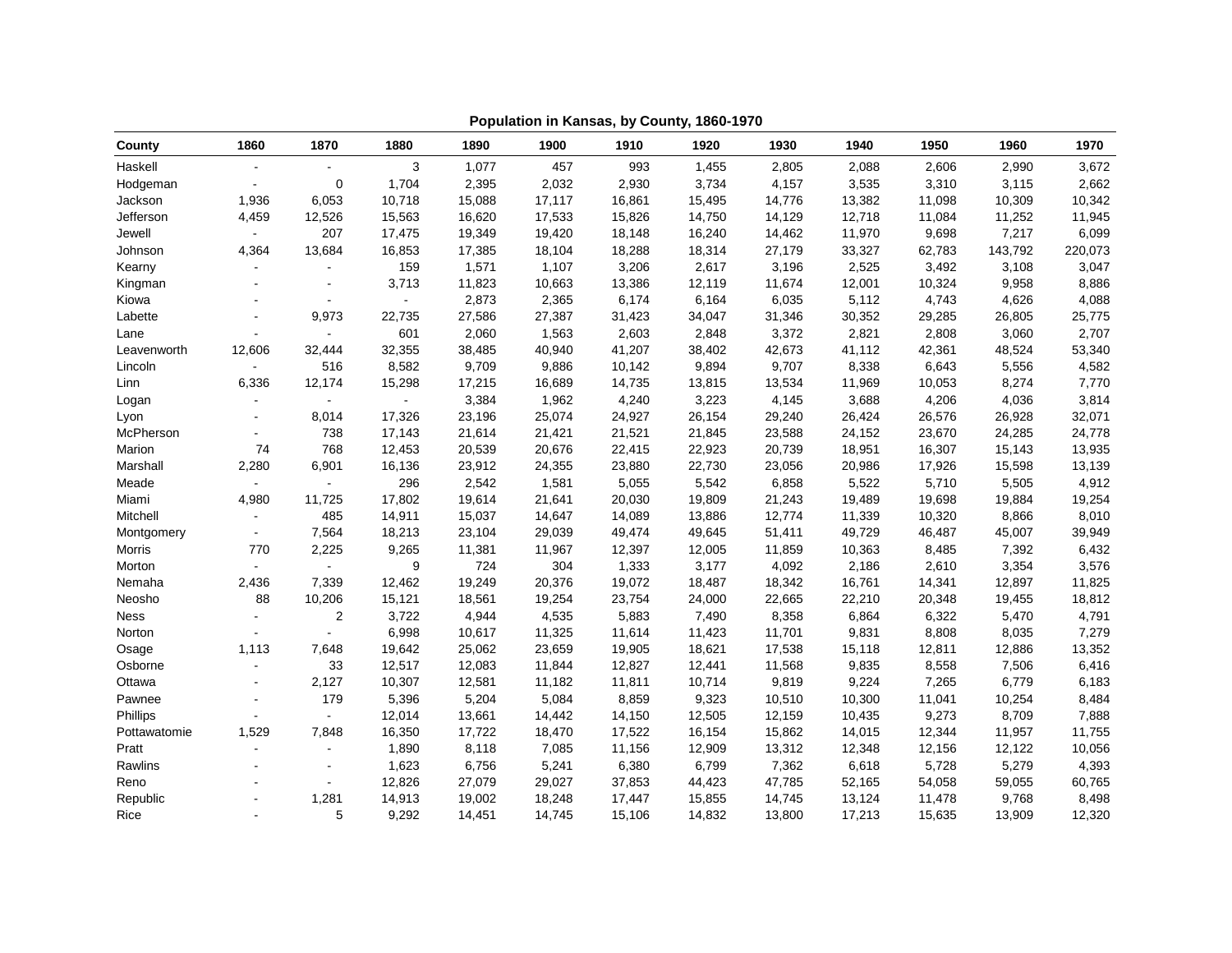**Population in Kansas, by County, 1860-1970**

| County | 1860 | 1870 | 1880 | 1890 | 1900 | 1910 | 1920 | 1930 | 1940 | 1950 | 1960 | 1970 |
|---|---|---|---|---|---|---|---|---|---|---|---|---|
| Haskell | - | - | 3 | 1,077 | 457 | 993 | 1,455 | 2,805 | 2,088 | 2,606 | 2,990 | 3,672 |
| Hodgeman | - | 0 | 1,704 | 2,395 | 2,032 | 2,930 | 3,734 | 4,157 | 3,535 | 3,310 | 3,115 | 2,662 |
| Jackson | 1,936 | 6,053 | 10,718 | 15,088 | 17,117 | 16,861 | 15,495 | 14,776 | 13,382 | 11,098 | 10,309 | 10,342 |
| Jefferson | 4,459 | 12,526 | 15,563 | 16,620 | 17,533 | 15,826 | 14,750 | 14,129 | 12,718 | 11,084 | 11,252 | 11,945 |
| Jewell | - | 207 | 17,475 | 19,349 | 19,420 | 18,148 | 16,240 | 14,462 | 11,970 | 9,698 | 7,217 | 6,099 |
| Johnson | 4,364 | 13,684 | 16,853 | 17,385 | 18,104 | 18,288 | 18,314 | 27,179 | 33,327 | 62,783 | 143,792 | 220,073 |
| Kearny | - | - | 159 | 1,571 | 1,107 | 3,206 | 2,617 | 3,196 | 2,525 | 3,492 | 3,108 | 3,047 |
| Kingman | - | - | 3,713 | 11,823 | 10,663 | 13,386 | 12,119 | 11,674 | 12,001 | 10,324 | 9,958 | 8,886 |
| Kiowa | - | - | - | 2,873 | 2,365 | 6,174 | 6,164 | 6,035 | 5,112 | 4,743 | 4,626 | 4,088 |
| Labette | - | 9,973 | 22,735 | 27,586 | 27,387 | 31,423 | 34,047 | 31,346 | 30,352 | 29,285 | 26,805 | 25,775 |
| Lane | - | - | 601 | 2,060 | 1,563 | 2,603 | 2,848 | 3,372 | 2,821 | 2,808 | 3,060 | 2,707 |
| Leavenworth | 12,606 | 32,444 | 32,355 | 38,485 | 40,940 | 41,207 | 38,402 | 42,673 | 41,112 | 42,361 | 48,524 | 53,340 |
| Lincoln | - | 516 | 8,582 | 9,709 | 9,886 | 10,142 | 9,894 | 9,707 | 8,338 | 6,643 | 5,556 | 4,582 |
| Linn | 6,336 | 12,174 | 15,298 | 17,215 | 16,689 | 14,735 | 13,815 | 13,534 | 11,969 | 10,053 | 8,274 | 7,770 |
| Logan | - | - | - | 3,384 | 1,962 | 4,240 | 3,223 | 4,145 | 3,688 | 4,206 | 4,036 | 3,814 |
| Lyon | - | 8,014 | 17,326 | 23,196 | 25,074 | 24,927 | 26,154 | 29,240 | 26,424 | 26,576 | 26,928 | 32,071 |
| McPherson | - | 738 | 17,143 | 21,614 | 21,421 | 21,521 | 21,845 | 23,588 | 24,152 | 23,670 | 24,285 | 24,778 |
| Marion | 74 | 768 | 12,453 | 20,539 | 20,676 | 22,415 | 22,923 | 20,739 | 18,951 | 16,307 | 15,143 | 13,935 |
| Marshall | 2,280 | 6,901 | 16,136 | 23,912 | 24,355 | 23,880 | 22,730 | 23,056 | 20,986 | 17,926 | 15,598 | 13,139 |
| Meade | - | - | 296 | 2,542 | 1,581 | 5,055 | 5,542 | 6,858 | 5,522 | 5,710 | 5,505 | 4,912 |
| Miami | 4,980 | 11,725 | 17,802 | 19,614 | 21,641 | 20,030 | 19,809 | 21,243 | 19,489 | 19,698 | 19,884 | 19,254 |
| Mitchell | - | 485 | 14,911 | 15,037 | 14,647 | 14,089 | 13,886 | 12,774 | 11,339 | 10,320 | 8,866 | 8,010 |
| Montgomery | - | 7,564 | 18,213 | 23,104 | 29,039 | 49,474 | 49,645 | 51,411 | 49,729 | 46,487 | 45,007 | 39,949 |
| Morris | 770 | 2,225 | 9,265 | 11,381 | 11,967 | 12,397 | 12,005 | 11,859 | 10,363 | 8,485 | 7,392 | 6,432 |
| Morton | - | - | 9 | 724 | 304 | 1,333 | 3,177 | 4,092 | 2,186 | 2,610 | 3,354 | 3,576 |
| Nemaha | 2,436 | 7,339 | 12,462 | 19,249 | 20,376 | 19,072 | 18,487 | 18,342 | 16,761 | 14,341 | 12,897 | 11,825 |
| Neosho | 88 | 10,206 | 15,121 | 18,561 | 19,254 | 23,754 | 24,000 | 22,665 | 22,210 | 20,348 | 19,455 | 18,812 |
| Ness | - | 2 | 3,722 | 4,944 | 4,535 | 5,883 | 7,490 | 8,358 | 6,864 | 6,322 | 5,470 | 4,791 |
| Norton | - | - | 6,998 | 10,617 | 11,325 | 11,614 | 11,423 | 11,701 | 9,831 | 8,808 | 8,035 | 7,279 |
| Osage | 1,113 | 7,648 | 19,642 | 25,062 | 23,659 | 19,905 | 18,621 | 17,538 | 15,118 | 12,811 | 12,886 | 13,352 |
| Osborne | - | 33 | 12,517 | 12,083 | 11,844 | 12,827 | 12,441 | 11,568 | 9,835 | 8,558 | 7,506 | 6,416 |
| Ottawa | - | 2,127 | 10,307 | 12,581 | 11,182 | 11,811 | 10,714 | 9,819 | 9,224 | 7,265 | 6,779 | 6,183 |
| Pawnee | - | 179 | 5,396 | 5,204 | 5,084 | 8,859 | 9,323 | 10,510 | 10,300 | 11,041 | 10,254 | 8,484 |
| Phillips | - | - | 12,014 | 13,661 | 14,442 | 14,150 | 12,505 | 12,159 | 10,435 | 9,273 | 8,709 | 7,888 |
| Pottawatomie | 1,529 | 7,848 | 16,350 | 17,722 | 18,470 | 17,522 | 16,154 | 15,862 | 14,015 | 12,344 | 11,957 | 11,755 |
| Pratt | - | - | 1,890 | 8,118 | 7,085 | 11,156 | 12,909 | 13,312 | 12,348 | 12,156 | 12,122 | 10,056 |
| Rawlins | - | - | 1,623 | 6,756 | 5,241 | 6,380 | 6,799 | 7,362 | 6,618 | 5,728 | 5,279 | 4,393 |
| Reno | - | - | 12,826 | 27,079 | 29,027 | 37,853 | 44,423 | 47,785 | 52,165 | 54,058 | 59,055 | 60,765 |
| Republic | - | 1,281 | 14,913 | 19,002 | 18,248 | 17,447 | 15,855 | 14,745 | 13,124 | 11,478 | 9,768 | 8,498 |
| Rice | - | 5 | 9,292 | 14,451 | 14,745 | 15,106 | 14,832 | 13,800 | 17,213 | 15,635 | 13,909 | 12,320 |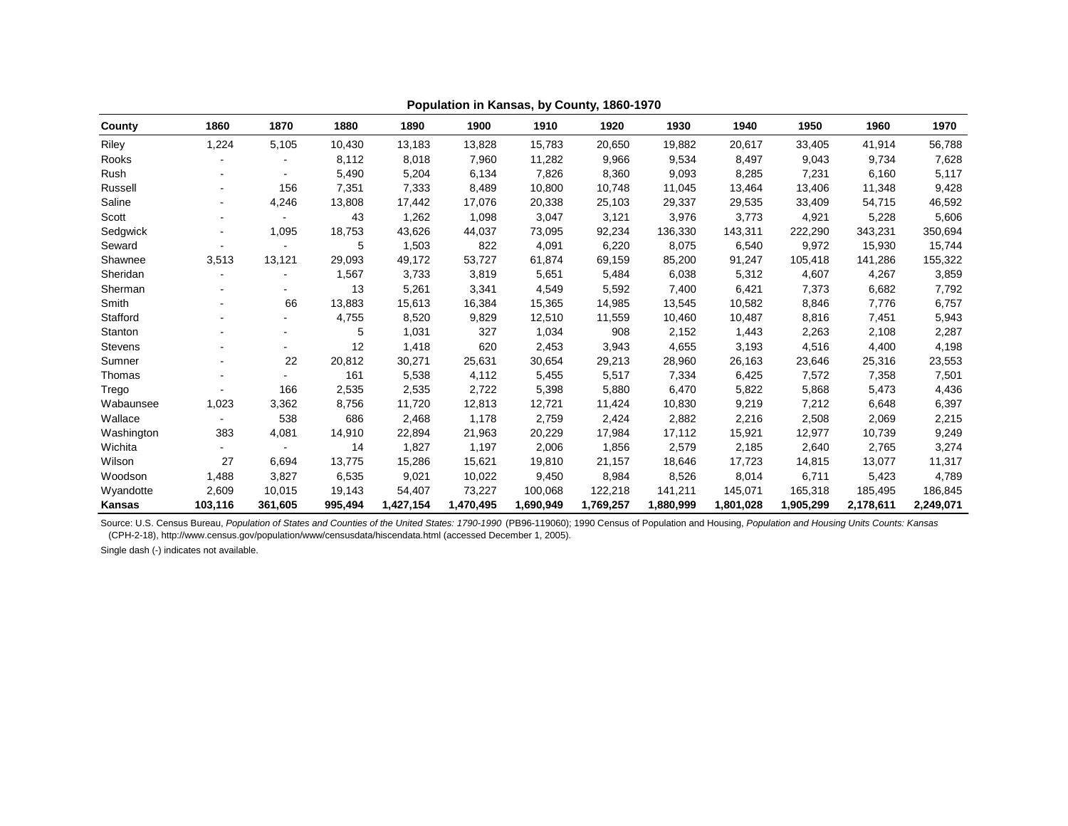**Population in Kansas, by County, 1860-1970**

| County | 1860 | 1870 | 1880 | 1890 | 1900 | 1910 | 1920 | 1930 | 1940 | 1950 | 1960 | 1970 |
|---|---|---|---|---|---|---|---|---|---|---|---|---|
| Riley | 1,224 | 5,105 | 10,430 | 13,183 | 13,828 | 15,783 | 20,650 | 19,882 | 20,617 | 33,405 | 41,914 | 56,788 |
| Rooks | - | - | 8,112 | 8,018 | 7,960 | 11,282 | 9,966 | 9,534 | 8,497 | 9,043 | 9,734 | 7,628 |
| Rush | - | - | 5,490 | 5,204 | 6,134 | 7,826 | 8,360 | 9,093 | 8,285 | 7,231 | 6,160 | 5,117 |
| Russell | - | 156 | 7,351 | 7,333 | 8,489 | 10,800 | 10,748 | 11,045 | 13,464 | 13,406 | 11,348 | 9,428 |
| Saline | - | 4,246 | 13,808 | 17,442 | 17,076 | 20,338 | 25,103 | 29,337 | 29,535 | 33,409 | 54,715 | 46,592 |
| Scott | - | - | 43 | 1,262 | 1,098 | 3,047 | 3,121 | 3,976 | 3,773 | 4,921 | 5,228 | 5,606 |
| Sedgwick | - | 1,095 | 18,753 | 43,626 | 44,037 | 73,095 | 92,234 | 136,330 | 143,311 | 222,290 | 343,231 | 350,694 |
| Seward | - | - | 5 | 1,503 | 822 | 4,091 | 6,220 | 8,075 | 6,540 | 9,972 | 15,930 | 15,744 |
| Shawnee | 3,513 | 13,121 | 29,093 | 49,172 | 53,727 | 61,874 | 69,159 | 85,200 | 91,247 | 105,418 | 141,286 | 155,322 |
| Sheridan | - | - | 1,567 | 3,733 | 3,819 | 5,651 | 5,484 | 6,038 | 5,312 | 4,607 | 4,267 | 3,859 |
| Sherman | - | - | 13 | 5,261 | 3,341 | 4,549 | 5,592 | 7,400 | 6,421 | 7,373 | 6,682 | 7,792 |
| Smith | - | 66 | 13,883 | 15,613 | 16,384 | 15,365 | 14,985 | 13,545 | 10,582 | 8,846 | 7,776 | 6,757 |
| Stafford | - | - | 4,755 | 8,520 | 9,829 | 12,510 | 11,559 | 10,460 | 10,487 | 8,816 | 7,451 | 5,943 |
| Stanton | - | - | 5 | 1,031 | 327 | 1,034 | 908 | 2,152 | 1,443 | 2,263 | 2,108 | 2,287 |
| Stevens | - | - | 12 | 1,418 | 620 | 2,453 | 3,943 | 4,655 | 3,193 | 4,516 | 4,400 | 4,198 |
| Sumner | - | 22 | 20,812 | 30,271 | 25,631 | 30,654 | 29,213 | 28,960 | 26,163 | 23,646 | 25,316 | 23,553 |
| Thomas | - | - | 161 | 5,538 | 4,112 | 5,455 | 5,517 | 7,334 | 6,425 | 7,572 | 7,358 | 7,501 |
| Trego | - | 166 | 2,535 | 2,535 | 2,722 | 5,398 | 5,880 | 6,470 | 5,822 | 5,868 | 5,473 | 4,436 |
| Wabaunsee | 1,023 | 3,362 | 8,756 | 11,720 | 12,813 | 12,721 | 11,424 | 10,830 | 9,219 | 7,212 | 6,648 | 6,397 |
| Wallace | - | 538 | 686 | 2,468 | 1,178 | 2,759 | 2,424 | 2,882 | 2,216 | 2,508 | 2,069 | 2,215 |
| Washington | 383 | 4,081 | 14,910 | 22,894 | 21,963 | 20,229 | 17,984 | 17,112 | 15,921 | 12,977 | 10,739 | 9,249 |
| Wichita | - | - | 14 | 1,827 | 1,197 | 2,006 | 1,856 | 2,579 | 2,185 | 2,640 | 2,765 | 3,274 |
| Wilson | 27 | 6,694 | 13,775 | 15,286 | 15,621 | 19,810 | 21,157 | 18,646 | 17,723 | 14,815 | 13,077 | 11,317 |
| Woodson | 1,488 | 3,827 | 6,535 | 9,021 | 10,022 | 9,450 | 8,984 | 8,526 | 8,014 | 6,711 | 5,423 | 4,789 |
| Wyandotte | 2,609 | 10,015 | 19,143 | 54,407 | 73,227 | 100,068 | 122,218 | 141,211 | 145,071 | 165,318 | 185,495 | 186,845 |
| **Kansas** | **103,116** | **361,605** | **995,494** | **1,427,154** | **1,470,495** | **1,690,949** | **1,769,257** | **1,880,999** | **1,801,028** | **1,905,299** | **2,178,611** | **2,249,071** |

Source: U.S. Census Bureau, *Population of States and Counties of the United States: 1790-1990* (PB96-119060); 1990 Census of Population and Housing, *Population and Housing Units Counts: Kansas* (CPH-2-18), http://www.census.gov/population/www/censusdata/hiscendata.html (accessed December 1, 2005).

Single dash (-) indicates not available.